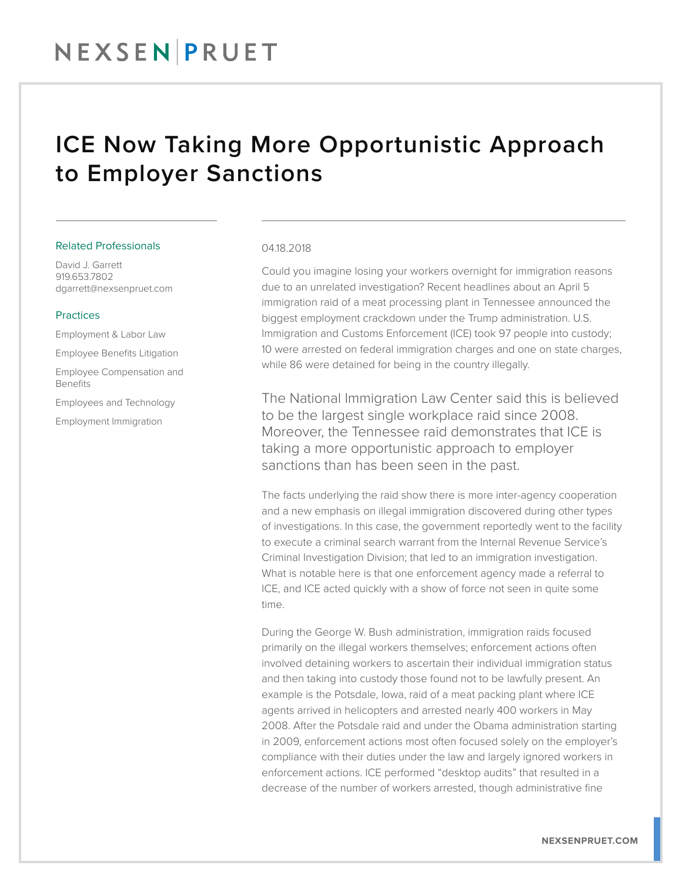# ICE Now Taking More Opportunistic Approach to Employer Sanctions

### Related Professionals

David J. Garrett
919.653.7802
dgarrett@nexsenpruet.com

### Practices

Employment & Labor Law

Employee Benefits Litigation

Employee Compensation and Benefits

Employees and Technology

Employment Immigration

04.18.2018

Could you imagine losing your workers overnight for immigration reasons due to an unrelated investigation? Recent headlines about an April 5 immigration raid of a meat processing plant in Tennessee announced the biggest employment crackdown under the Trump administration. U.S. Immigration and Customs Enforcement (ICE) took 97 people into custody; 10 were arrested on federal immigration charges and one on state charges, while 86 were detained for being in the country illegally.

The National Immigration Law Center said this is believed to be the largest single workplace raid since 2008. Moreover, the Tennessee raid demonstrates that ICE is taking a more opportunistic approach to employer sanctions than has been seen in the past.

The facts underlying the raid show there is more inter-agency cooperation and a new emphasis on illegal immigration discovered during other types of investigations. In this case, the government reportedly went to the facility to execute a criminal search warrant from the Internal Revenue Service's Criminal Investigation Division; that led to an immigration investigation. What is notable here is that one enforcement agency made a referral to ICE, and ICE acted quickly with a show of force not seen in quite some time.

During the George W. Bush administration, immigration raids focused primarily on the illegal workers themselves; enforcement actions often involved detaining workers to ascertain their individual immigration status and then taking into custody those found not to be lawfully present. An example is the Potsdale, Iowa, raid of a meat packing plant where ICE agents arrived in helicopters and arrested nearly 400 workers in May 2008. After the Potsdale raid and under the Obama administration starting in 2009, enforcement actions most often focused solely on the employer's compliance with their duties under the law and largely ignored workers in enforcement actions. ICE performed "desktop audits" that resulted in a decrease of the number of workers arrested, though administrative fine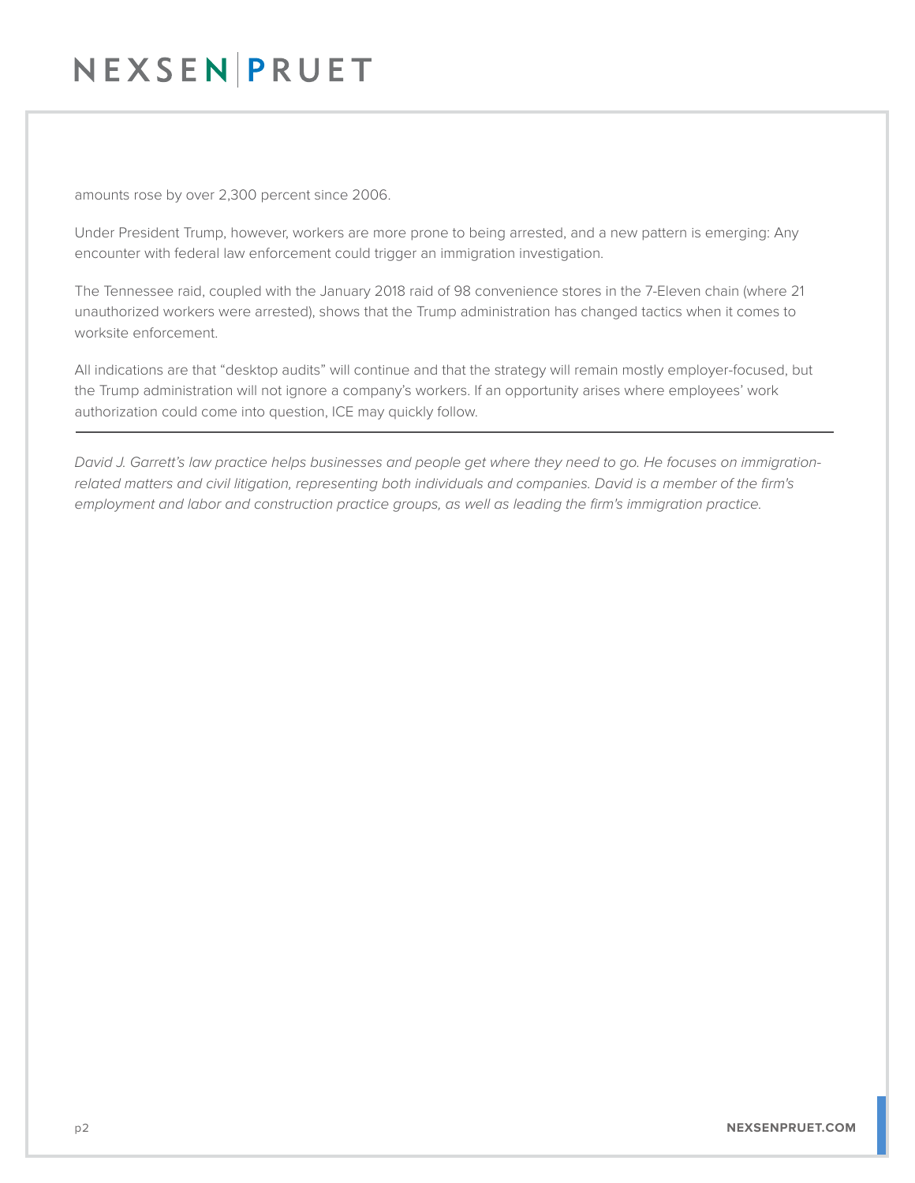amounts rose by over 2,300 percent since 2006.

Under President Trump, however, workers are more prone to being arrested, and a new pattern is emerging: Any encounter with federal law enforcement could trigger an immigration investigation.

The Tennessee raid, coupled with the January 2018 raid of 98 convenience stores in the 7-Eleven chain (where 21 unauthorized workers were arrested), shows that the Trump administration has changed tactics when it comes to worksite enforcement.

All indications are that "desktop audits" will continue and that the strategy will remain mostly employer-focused, but the Trump administration will not ignore a company's workers. If an opportunity arises where employees' work authorization could come into question, ICE may quickly follow.

---

*David J. Garrett's law practice helps businesses and people get where they need to go. He focuses on immigration-related matters and civil litigation, representing both individuals and companies. David is a member of the firm's employment and labor and construction practice groups, as well as leading the firm's immigration practice.*